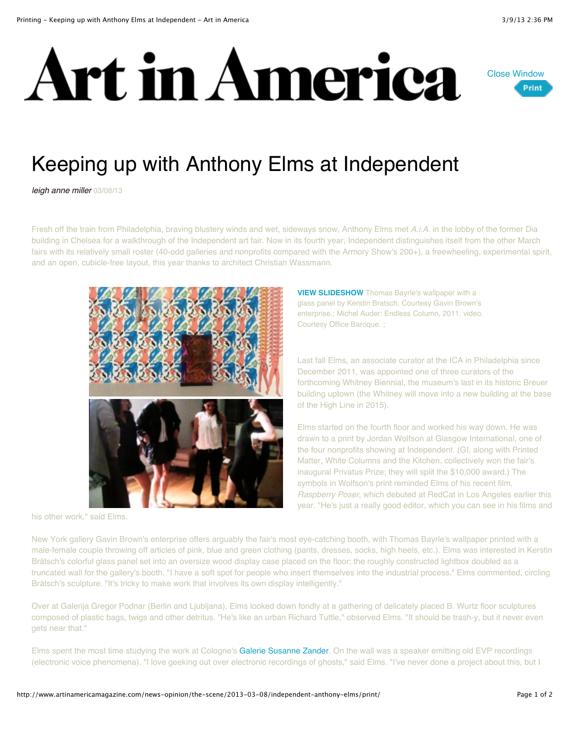# Art in America

Close Window

Print

# Keeping up with Anthony Elms at Independent

*leigh anne miller* 03/08/13

Fresh off the train from Philadelphia, braving blustery winds and wet, sideways snow, Anthony Elms met *A.i.A.* in the lobby of the former Dia building in Chelsea for a walkthrough of the Independent art fair. Now in its fourth year, Independent distinguishes itself from the other March fairs with its relatively small roster (40-odd galleries and nonprofits compared with the Armory Show's 200+), a freewheeling, experimental spirit, and an open, cubicle-free layout, this year thanks to architect Christian Wassmann.

**VIEW SLIDESHOW** Thomas Bayrle's wallpaper with a glass panel by Kerstin Bratsch. Courtesy Gavin Brown's enterprise.; Michel Auder: Endless Column, 2011, video. Courtesy Office Baroque. ;

Last fall Elms, an associate curator at the ICA in Philadelphia since December 2011, was appointed one of three curators of the forthcoming Whitney Biennial, the museum's last in its historic Breuer building uptown (the Whitney will move into a new building at the base of the High Line in 2015).

Elms started on the fourth floor and worked his way down. He was drawn to a print by Jordan Wolfson at Glasgow International, one of the four nonprofits showing at Independent. (GI, along with Printed Matter, White Columns and the Kitchen, collectively won the fair's inaugural Privatus Prize; they will split the $10,000 award.) The symbols in Wolfson's print reminded Elms of his recent film, *Raspberry Poser*, which debuted at RedCat in Los Angeles earlier this year. "He's just a really good editor, which you can see in his films and his other work," said Elms.

New York gallery Gavin Brown's enterprise offers arguably the fair's most eye-catching booth, with Thomas Bayrle's wallpaper printed with a male-female couple throwing off articles of pink, blue and green clothing (pants, dresses, socks, high heels, etc.). Elms was interested in Kerstin Brätsch's colorful glass panel set into an oversize wood display case placed on the floor; the roughly constructed lightbox doubled as a truncated wall for the gallery's booth. "I have a soft spot for people who insert themselves into the industrial process," Elms commented, circling Brätsch's sculpture. "It's tricky to make work that involves its own display intelligently."

Over at Galerija Gregor Podnar (Berlin and Ljubljana), Elms looked down fondly at a gathering of delicately placed B. Wurtz floor sculptures composed of plastic bags, twigs and other detritus. "He's like an urban Richard Tuttle," observed Elms. "It should be trash-y, but it never even gets near that."

Elms spent the most time studying the work at Cologne's Galerie Susanne Zander. On the wall was a speaker emitting old EVP recordings (electronic voice phenomena). "I love geeking out over electronic recordings of ghosts," said Elms. "I've never done a project about this, but I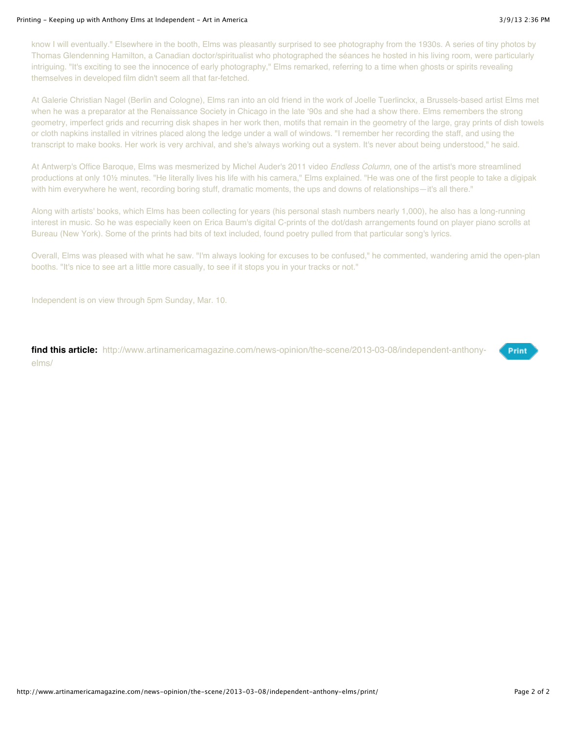know I will eventually." Elsewhere in the booth, Elms was pleasantly surprised to see photography from the 1930s. A series of tiny photos by Thomas Glendenning Hamilton, a Canadian doctor/spiritualist who photographed the séances he hosted in his living room, were particularly intriguing. "It's exciting to see the innocence of early photography," Elms remarked, referring to a time when ghosts or spirits revealing themselves in developed film didn't seem all that far-fetched.

At Galerie Christian Nagel (Berlin and Cologne), Elms ran into an old friend in the work of Joelle Tuerlinckx, a Brussels-based artist Elms met when he was a preparator at the Renaissance Society in Chicago in the late '90s and she had a show there. Elms remembers the strong geometry, imperfect grids and recurring disk shapes in her work then, motifs that remain in the geometry of the large, gray prints of dish towels or cloth napkins installed in vitrines placed along the ledge under a wall of windows. "I remember her recording the staff, and using the transcript to make books. Her work is very archival, and she's always working out a system. It's never about being understood," he said.

At Antwerp's Office Baroque, Elms was mesmerized by Michel Auder's 2011 video *Endless Column*, one of the artist's more streamlined productions at only 10½ minutes. "He literally lives his life with his camera," Elms explained. "He was one of the first people to take a digipak with him everywhere he went, recording boring stuff, dramatic moments, the ups and downs of relationships—it's all there."

Along with artists' books, which Elms has been collecting for years (his personal stash numbers nearly 1,000), he also has a long-running interest in music. So he was especially keen on Erica Baum's digital C-prints of the dot/dash arrangements found on player piano scrolls at Bureau (New York). Some of the prints had bits of text included, found poetry pulled from that particular song's lyrics.

Overall, Elms was pleased with what he saw. "I'm always looking for excuses to be confused," he commented, wandering amid the open-plan booths. "It's nice to see art a little more casually, to see if it stops you in your tracks or not."

Independent is on view through 5pm Sunday, Mar. 10.

**find this article:** http://www.artinamericamagazine.com/news-opinion/the-scene/2013-03-08/independent-anthony-elms/

Print